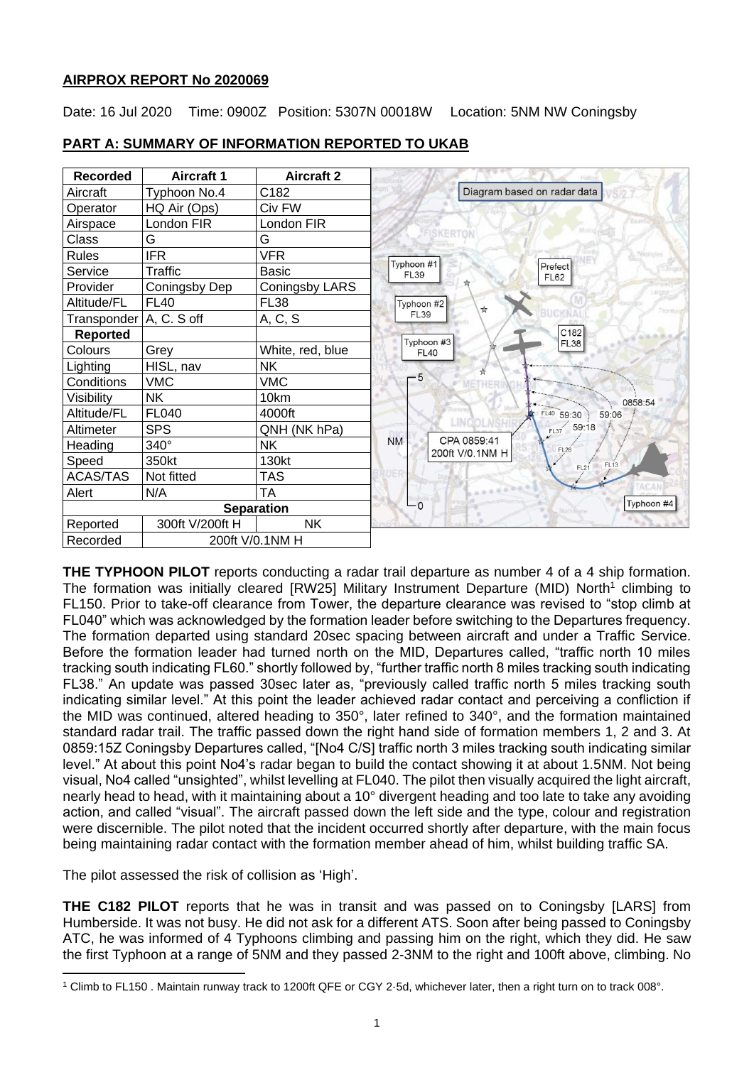## AIRPROX REPORT No 2020069

Date: 16 Jul 2020 Time: 0900Z Position: 5307N 00018W Location: 5NM NW Coningsby

## PART A: SUMMARY OF INFORMATION REPORTED TO UKAB

| Recorded | Aircraft 1 | Aircraft 2 |
|---|---|---|
| Aircraft | Typhoon No.4 | C182 |
| Operator | HQ Air (Ops) | Civ FW |
| Airspace | London FIR | London FIR |
| Class | G | G |
| Rules | IFR | VFR |
| Service | Traffic | Basic |
| Provider | Coningsby Dep | Coningsby LARS |
| Altitude/FL | FL40 | FL38 |
| Transponder | A, C. S off | A, C, S |
| **Reported** | | |
| Colours | Grey | White, red, blue |
| Lighting | HISL, nav | NK |
| Conditions | VMC | VMC |
| Visibility | NK | 10km |
| Altitude/FL | FL040 | 4000ft |
| Altimeter | SPS | QNH (NK hPa) |
| Heading | 340° | NK |
| Speed | 350kt | 130kt |
| ACAS/TAS | Not fitted | TAS |
| Alert | N/A | TA |
| **Separation** | | |
| Reported | 300ft V/200ft H | NK |
| Recorded | 200ft V/0.1NM H | |

Diagram based on radar data

Typhoon #1 FL39; Typhoon #2 FL39; Typhoon #3 FL40; Prefect FL62; C182 FL38; Typhoon #4; 0858:54; 59:06; 59:18; 59:30; FL40; FL37; FL28; FL21; FL13; CPA 0859:41 200ft V/0.1NM H; NM 0–5

**THE TYPHOON PILOT** reports conducting a radar trail departure as number 4 of a 4 ship formation. The formation was initially cleared [RW25] Military Instrument Departure (MID) North[1] climbing to FL150. Prior to take-off clearance from Tower, the departure clearance was revised to "stop climb at FL040" which was acknowledged by the formation leader before switching to the Departures frequency. The formation departed using standard 20sec spacing between aircraft and under a Traffic Service. Before the formation leader had turned north on the MID, Departures called, "traffic north 10 miles tracking south indicating FL60." shortly followed by, "further traffic north 8 miles tracking south indicating FL38." An update was passed 30sec later as, "previously called traffic north 5 miles tracking south indicating similar level." At this point the leader achieved radar contact and perceiving a confliction if the MID was continued, altered heading to 350°, later refined to 340°, and the formation maintained standard radar trail. The traffic passed down the right hand side of formation members 1, 2 and 3. At 0859:15Z Coningsby Departures called, "[No4 C/S] traffic north 3 miles tracking south indicating similar level." At about this point No4's radar began to build the contact showing it at about 1.5NM. Not being visual, No4 called "unsighted", whilst levelling at FL040. The pilot then visually acquired the light aircraft, nearly head to head, with it maintaining about a 10° divergent heading and too late to take any avoiding action, and called "visual". The aircraft passed down the left side and the type, colour and registration were discernible. The pilot noted that the incident occurred shortly after departure, with the main focus being maintaining radar contact with the formation member ahead of him, whilst building traffic SA.

The pilot assessed the risk of collision as 'High'.

**THE C182 PILOT** reports that he was in transit and was passed on to Coningsby [LARS] from Humberside. It was not busy. He did not ask for a different ATS. Soon after being passed to Coningsby ATC, he was informed of 4 Typhoons climbing and passing him on the right, which they did. He saw the first Typhoon at a range of 5NM and they passed 2-3NM to the right and 100ft above, climbing. No

[1] Climb to FL150 . Maintain runway track to 1200ft QFE or CGY 2·5d, whichever later, then a right turn on to track 008°.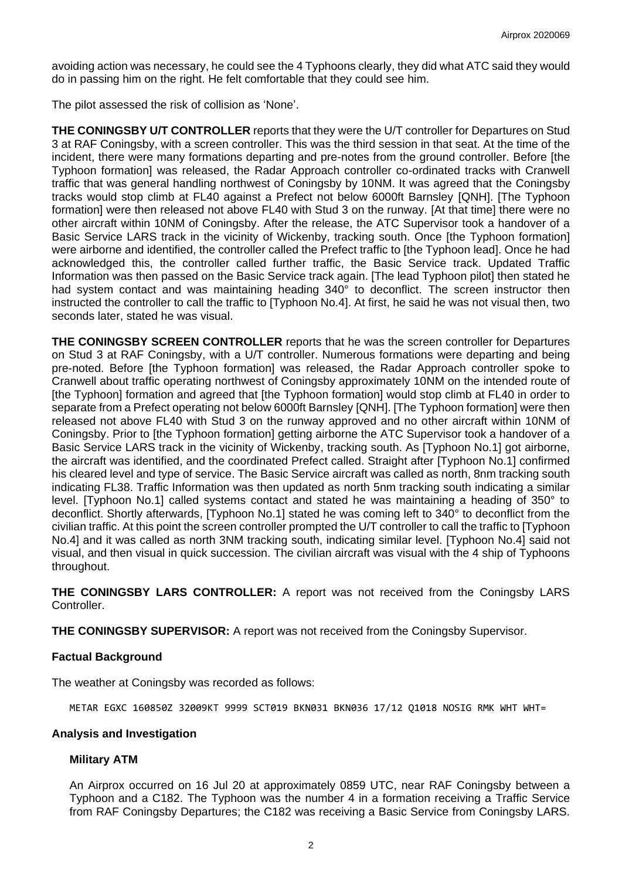avoiding action was necessary, he could see the 4 Typhoons clearly, they did what ATC said they would do in passing him on the right. He felt comfortable that they could see him.

The pilot assessed the risk of collision as 'None'.

**THE CONINGSBY U/T CONTROLLER** reports that they were the U/T controller for Departures on Stud 3 at RAF Coningsby, with a screen controller. This was the third session in that seat. At the time of the incident, there were many formations departing and pre-notes from the ground controller. Before [the Typhoon formation] was released, the Radar Approach controller co-ordinated tracks with Cranwell traffic that was general handling northwest of Coningsby by 10NM. It was agreed that the Coningsby tracks would stop climb at FL40 against a Prefect not below 6000ft Barnsley [QNH]. [The Typhoon formation] were then released not above FL40 with Stud 3 on the runway. [At that time] there were no other aircraft within 10NM of Coningsby. After the release, the ATC Supervisor took a handover of a Basic Service LARS track in the vicinity of Wickenby, tracking south. Once [the Typhoon formation] were airborne and identified, the controller called the Prefect traffic to [the Typhoon lead]. Once he had acknowledged this, the controller called further traffic, the Basic Service track. Updated Traffic Information was then passed on the Basic Service track again. [The lead Typhoon pilot] then stated he had system contact and was maintaining heading 340° to deconflict. The screen instructor then instructed the controller to call the traffic to [Typhoon No.4]. At first, he said he was not visual then, two seconds later, stated he was visual.

**THE CONINGSBY SCREEN CONTROLLER** reports that he was the screen controller for Departures on Stud 3 at RAF Coningsby, with a U/T controller. Numerous formations were departing and being pre-noted. Before [the Typhoon formation] was released, the Radar Approach controller spoke to Cranwell about traffic operating northwest of Coningsby approximately 10NM on the intended route of [the Typhoon] formation and agreed that [the Typhoon formation] would stop climb at FL40 in order to separate from a Prefect operating not below 6000ft Barnsley [QNH]. [The Typhoon formation] were then released not above FL40 with Stud 3 on the runway approved and no other aircraft within 10NM of Coningsby. Prior to [the Typhoon formation] getting airborne the ATC Supervisor took a handover of a Basic Service LARS track in the vicinity of Wickenby, tracking south. As [Typhoon No.1] got airborne, the aircraft was identified, and the coordinated Prefect called. Straight after [Typhoon No.1] confirmed his cleared level and type of service. The Basic Service aircraft was called as north, 8nm tracking south indicating FL38. Traffic Information was then updated as north 5nm tracking south indicating a similar level. [Typhoon No.1] called systems contact and stated he was maintaining a heading of 350° to deconflict. Shortly afterwards, [Typhoon No.1] stated he was coming left to 340° to deconflict from the civilian traffic. At this point the screen controller prompted the U/T controller to call the traffic to [Typhoon No.4] and it was called as north 3NM tracking south, indicating similar level. [Typhoon No.4] said not visual, and then visual in quick succession. The civilian aircraft was visual with the 4 ship of Typhoons throughout.

**THE CONINGSBY LARS CONTROLLER:** A report was not received from the Coningsby LARS Controller.

**THE CONINGSBY SUPERVISOR:** A report was not received from the Coningsby Supervisor.

## Factual Background

The weather at Coningsby was recorded as follows:

```
METAR EGXC 160850Z 32009KT 9999 SCT019 BKN031 BKN036 17/12 Q1018 NOSIG RMK WHT WHT=
```

## Analysis and Investigation

### Military ATM

An Airprox occurred on 16 Jul 20 at approximately 0859 UTC, near RAF Coningsby between a Typhoon and a C182. The Typhoon was the number 4 in a formation receiving a Traffic Service from RAF Coningsby Departures; the C182 was receiving a Basic Service from Coningsby LARS.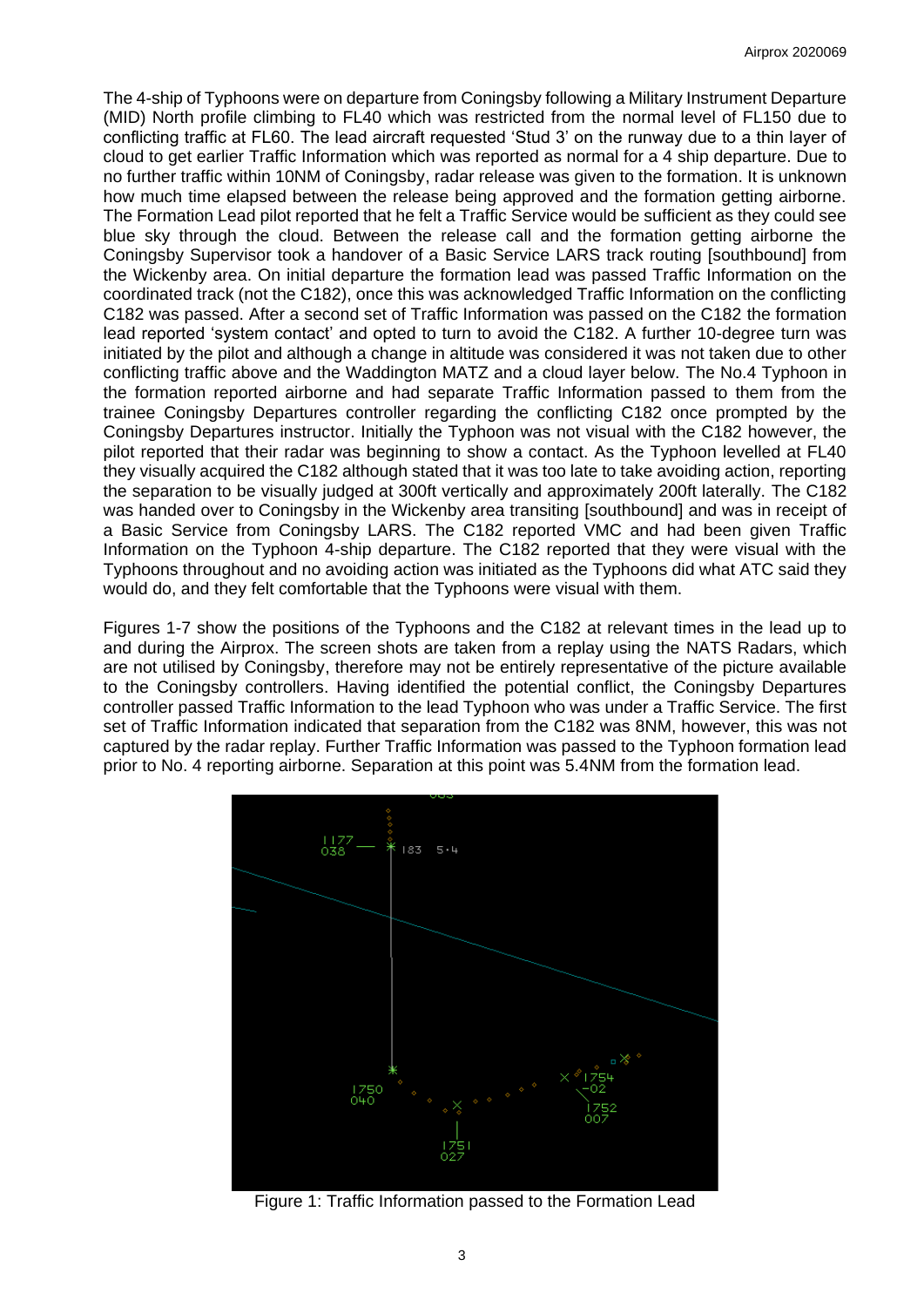The 4-ship of Typhoons were on departure from Coningsby following a Military Instrument Departure (MID) North profile climbing to FL40 which was restricted from the normal level of FL150 due to conflicting traffic at FL60. The lead aircraft requested 'Stud 3' on the runway due to a thin layer of cloud to get earlier Traffic Information which was reported as normal for a 4 ship departure. Due to no further traffic within 10NM of Coningsby, radar release was given to the formation. It is unknown how much time elapsed between the release being approved and the formation getting airborne. The Formation Lead pilot reported that he felt a Traffic Service would be sufficient as they could see blue sky through the cloud. Between the release call and the formation getting airborne the Coningsby Supervisor took a handover of a Basic Service LARS track routing [southbound] from the Wickenby area. On initial departure the formation lead was passed Traffic Information on the coordinated track (not the C182), once this was acknowledged Traffic Information on the conflicting C182 was passed. After a second set of Traffic Information was passed on the C182 the formation lead reported 'system contact' and opted to turn to avoid the C182. A further 10-degree turn was initiated by the pilot and although a change in altitude was considered it was not taken due to other conflicting traffic above and the Waddington MATZ and a cloud layer below. The No.4 Typhoon in the formation reported airborne and had separate Traffic Information passed to them from the trainee Coningsby Departures controller regarding the conflicting C182 once prompted by the Coningsby Departures instructor. Initially the Typhoon was not visual with the C182 however, the pilot reported that their radar was beginning to show a contact. As the Typhoon levelled at FL40 they visually acquired the C182 although stated that it was too late to take avoiding action, reporting the separation to be visually judged at 300ft vertically and approximately 200ft laterally. The C182 was handed over to Coningsby in the Wickenby area transiting [southbound] and was in receipt of a Basic Service from Coningsby LARS. The C182 reported VMC and had been given Traffic Information on the Typhoon 4-ship departure. The C182 reported that they were visual with the Typhoons throughout and no avoiding action was initiated as the Typhoons did what ATC said they would do, and they felt comfortable that the Typhoons were visual with them.

Figures 1-7 show the positions of the Typhoons and the C182 at relevant times in the lead up to and during the Airprox. The screen shots are taken from a replay using the NATS Radars, which are not utilised by Coningsby, therefore may not be entirely representative of the picture available to the Coningsby controllers. Having identified the potential conflict, the Coningsby Departures controller passed Traffic Information to the lead Typhoon who was under a Traffic Service. The first set of Traffic Information indicated that separation from the C182 was 8NM, however, this was not captured by the radar replay. Further Traffic Information was passed to the Typhoon formation lead prior to No. 4 reporting airborne. Separation at this point was 5.4NM from the formation lead.

Figure 1: Traffic Information passed to the Formation Lead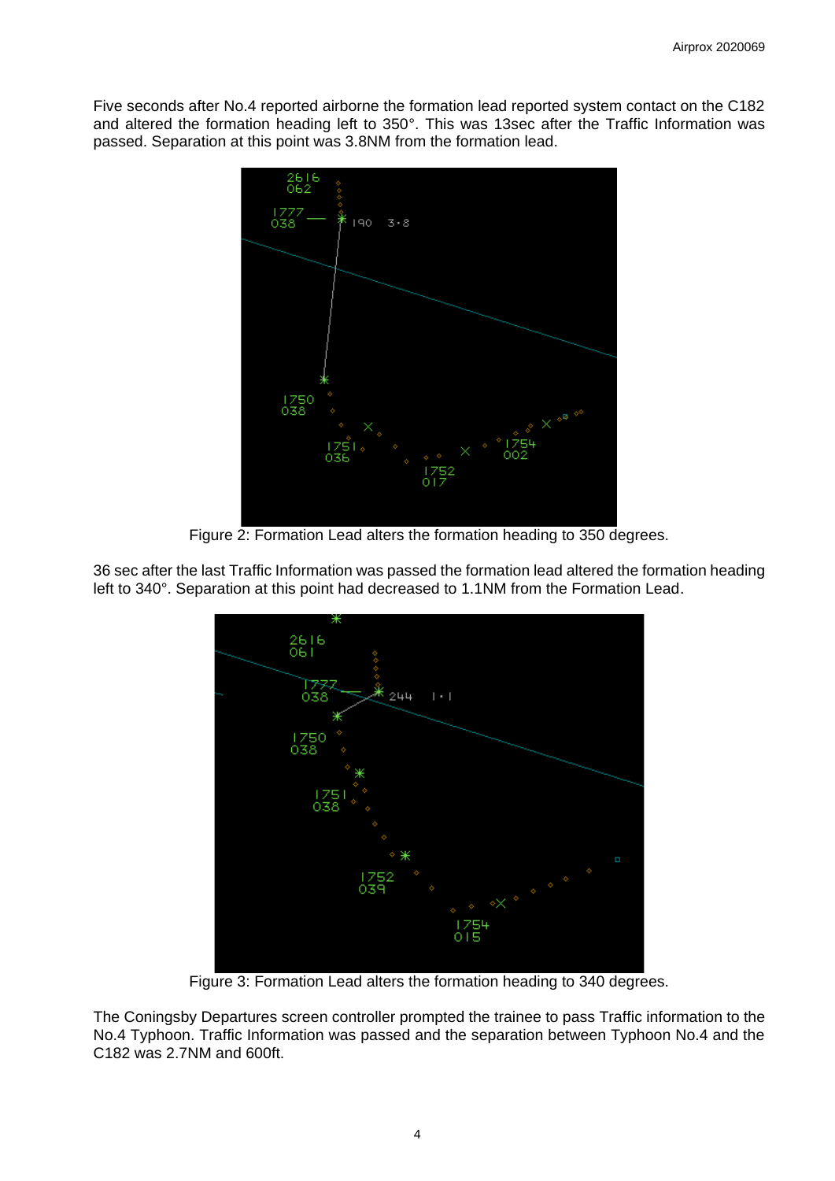Five seconds after No.4 reported airborne the formation lead reported system contact on the C182 and altered the formation heading left to 350°. This was 13sec after the Traffic Information was passed. Separation at this point was 3.8NM from the formation lead.

Figure 2: Formation Lead alters the formation heading to 350 degrees.

36 sec after the last Traffic Information was passed the formation lead altered the formation heading left to 340°. Separation at this point had decreased to 1.1NM from the Formation Lead.

Figure 3: Formation Lead alters the formation heading to 340 degrees.

The Coningsby Departures screen controller prompted the trainee to pass Traffic information to the No.4 Typhoon. Traffic Information was passed and the separation between Typhoon No.4 and the C182 was 2.7NM and 600ft.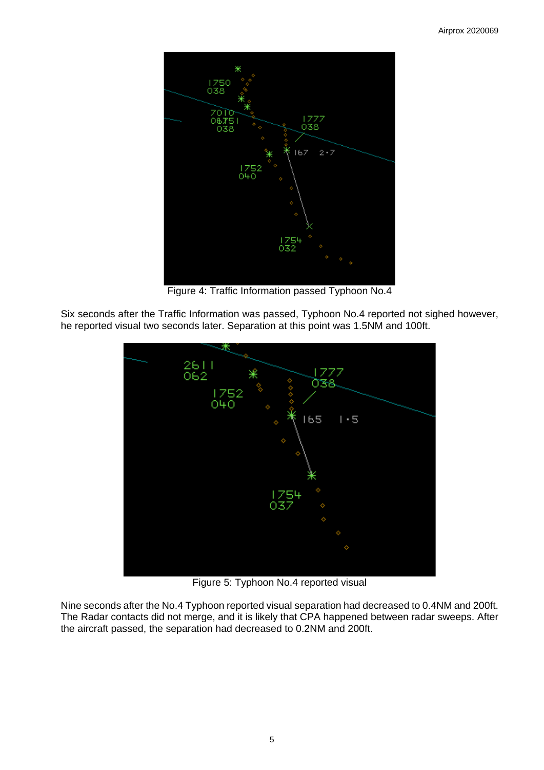Figure 4: Traffic Information passed Typhoon No.4

Six seconds after the Traffic Information was passed, Typhoon No.4 reported not sighed however, he reported visual two seconds later. Separation at this point was 1.5NM and 100ft.

Figure 5: Typhoon No.4 reported visual

Nine seconds after the No.4 Typhoon reported visual separation had decreased to 0.4NM and 200ft. The Radar contacts did not merge, and it is likely that CPA happened between radar sweeps. After the aircraft passed, the separation had decreased to 0.2NM and 200ft.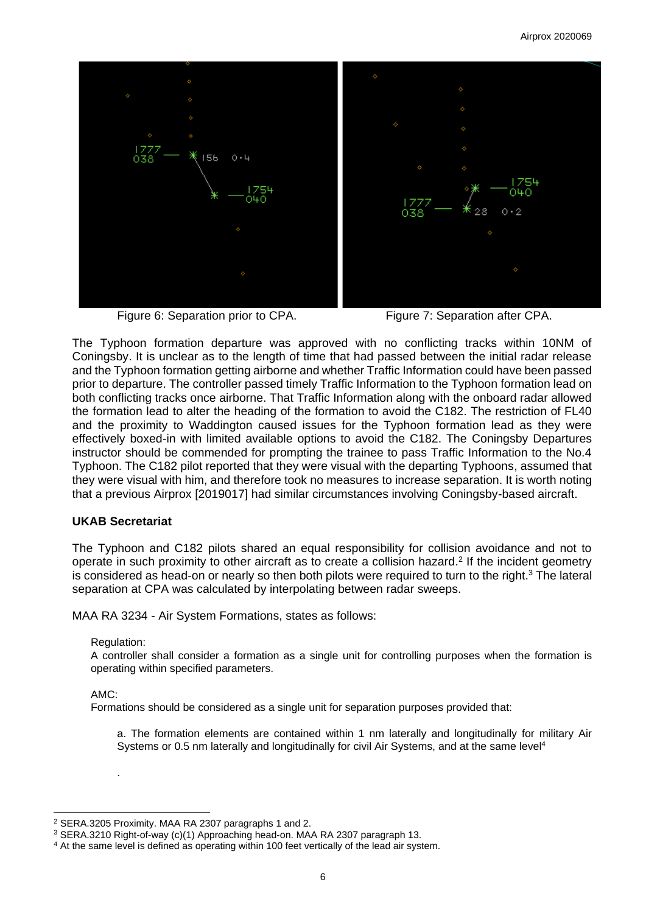Figure 6: Separation prior to CPA.

Figure 7: Separation after CPA.

The Typhoon formation departure was approved with no conflicting tracks within 10NM of Coningsby. It is unclear as to the length of time that had passed between the initial radar release and the Typhoon formation getting airborne and whether Traffic Information could have been passed prior to departure. The controller passed timely Traffic Information to the Typhoon formation lead on both conflicting tracks once airborne. That Traffic Information along with the onboard radar allowed the formation lead to alter the heading of the formation to avoid the C182. The restriction of FL40 and the proximity to Waddington caused issues for the Typhoon formation lead as they were effectively boxed-in with limited available options to avoid the C182. The Coningsby Departures instructor should be commended for prompting the trainee to pass Traffic Information to the No.4 Typhoon. The C182 pilot reported that they were visual with the departing Typhoons, assumed that they were visual with him, and therefore took no measures to increase separation. It is worth noting that a previous Airprox [2019017] had similar circumstances involving Coningsby-based aircraft.

### UKAB Secretariat

The Typhoon and C182 pilots shared an equal responsibility for collision avoidance and not to operate in such proximity to other aircraft as to create a collision hazard.[2] If the incident geometry is considered as head-on or nearly so then both pilots were required to turn to the right.[3] The lateral separation at CPA was calculated by interpolating between radar sweeps.

MAA RA 3234 - Air System Formations, states as follows:

Regulation:
A controller shall consider a formation as a single unit for controlling purposes when the formation is operating within specified parameters.

AMC:
Formations should be considered as a single unit for separation purposes provided that:

a. The formation elements are contained within 1 nm laterally and longitudinally for military Air Systems or 0.5 nm laterally and longitudinally for civil Air Systems, and at the same level[4]

.

[2] SERA.3205 Proximity. MAA RA 2307 paragraphs 1 and 2.
[3] SERA.3210 Right-of-way (c)(1) Approaching head-on. MAA RA 2307 paragraph 13.
[4] At the same level is defined as operating within 100 feet vertically of the lead air system.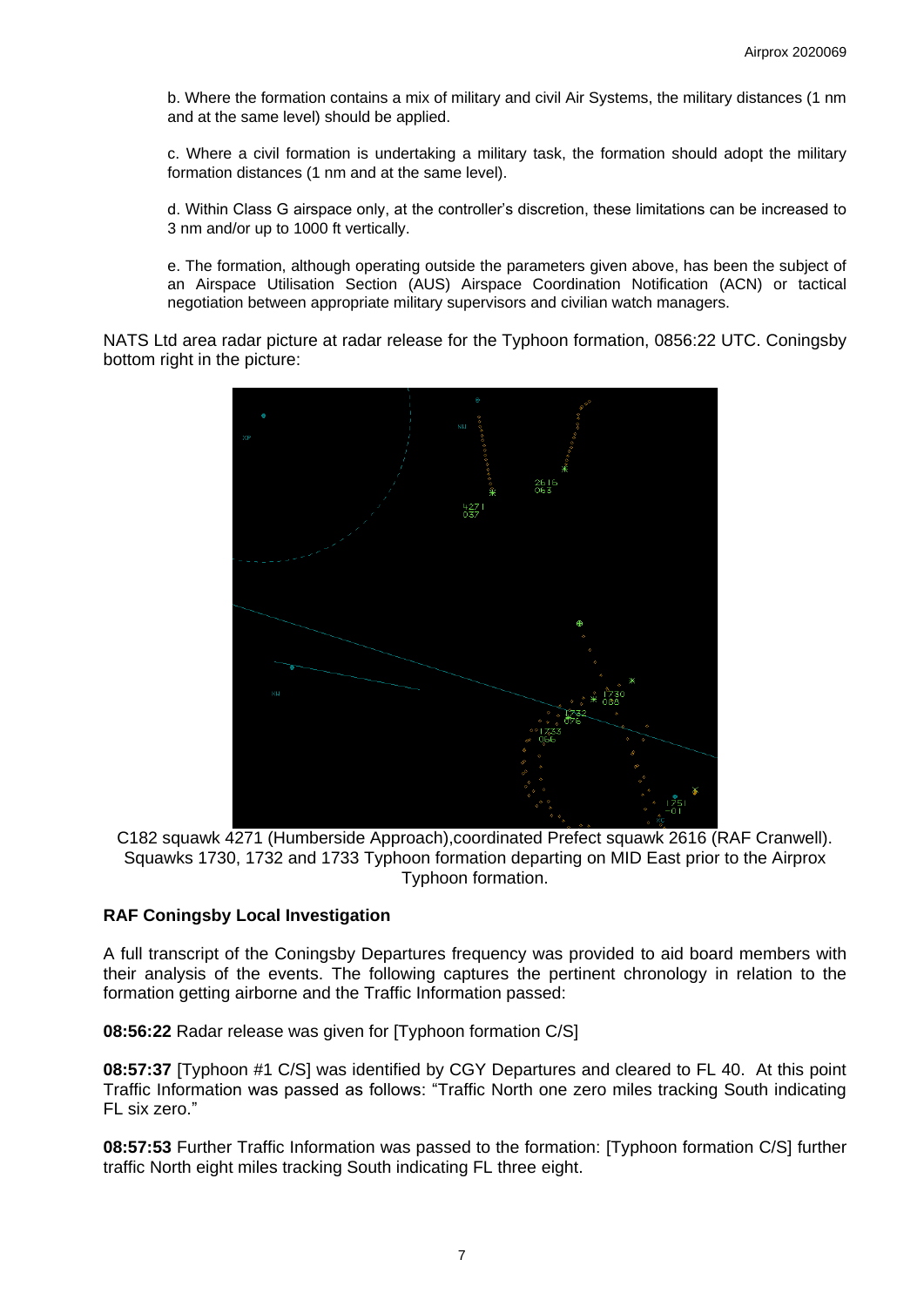b. Where the formation contains a mix of military and civil Air Systems, the military distances (1 nm and at the same level) should be applied.

c. Where a civil formation is undertaking a military task, the formation should adopt the military formation distances (1 nm and at the same level).

d. Within Class G airspace only, at the controller's discretion, these limitations can be increased to 3 nm and/or up to 1000 ft vertically.

e. The formation, although operating outside the parameters given above, has been the subject of an Airspace Utilisation Section (AUS) Airspace Coordination Notification (ACN) or tactical negotiation between appropriate military supervisors and civilian watch managers.

NATS Ltd area radar picture at radar release for the Typhoon formation, 0856:22 UTC. Coningsby bottom right in the picture:

C182 squawk 4271 (Humberside Approach),coordinated Prefect squawk 2616 (RAF Cranwell). Squawks 1730, 1732 and 1733 Typhoon formation departing on MID East prior to the Airprox Typhoon formation.

### RAF Coningsby Local Investigation

A full transcript of the Coningsby Departures frequency was provided to aid board members with their analysis of the events. The following captures the pertinent chronology in relation to the formation getting airborne and the Traffic Information passed:

**08:56:22** Radar release was given for [Typhoon formation C/S]

**08:57:37** [Typhoon #1 C/S] was identified by CGY Departures and cleared to FL 40. At this point Traffic Information was passed as follows: "Traffic North one zero miles tracking South indicating FL six zero."

**08:57:53** Further Traffic Information was passed to the formation: [Typhoon formation C/S] further traffic North eight miles tracking South indicating FL three eight.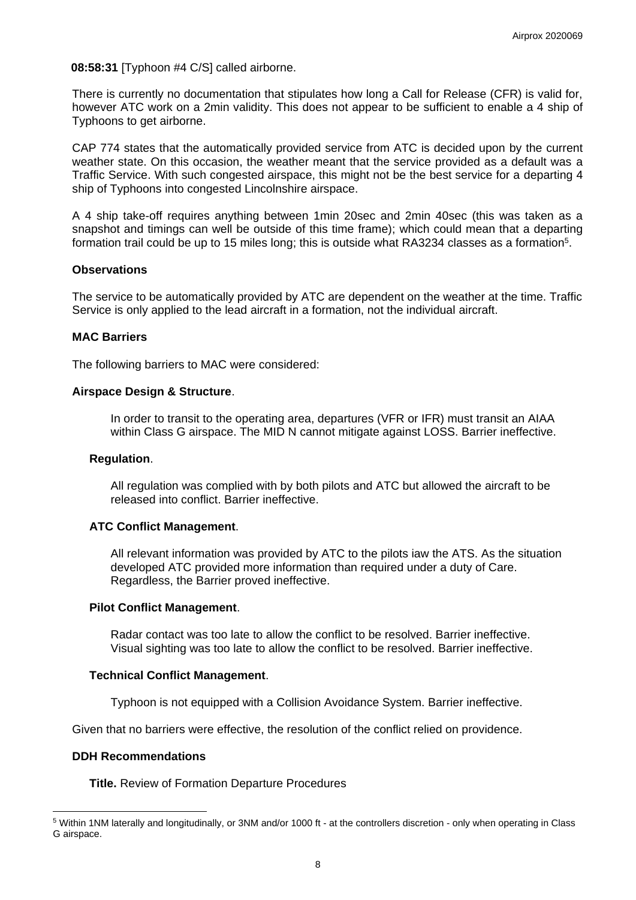**08:58:31** [Typhoon #4 C/S] called airborne.

There is currently no documentation that stipulates how long a Call for Release (CFR) is valid for, however ATC work on a 2min validity. This does not appear to be sufficient to enable a 4 ship of Typhoons to get airborne.

CAP 774 states that the automatically provided service from ATC is decided upon by the current weather state. On this occasion, the weather meant that the service provided as a default was a Traffic Service. With such congested airspace, this might not be the best service for a departing 4 ship of Typhoons into congested Lincolnshire airspace.

A 4 ship take-off requires anything between 1min 20sec and 2min 40sec (this was taken as a snapshot and timings can well be outside of this time frame); which could mean that a departing formation trail could be up to 15 miles long; this is outside what RA3234 classes as a formation[5].

### Observations

The service to be automatically provided by ATC are dependent on the weather at the time. Traffic Service is only applied to the lead aircraft in a formation, not the individual aircraft.

### MAC Barriers

The following barriers to MAC were considered:

**Airspace Design & Structure**.

In order to transit to the operating area, departures (VFR or IFR) must transit an AIAA within Class G airspace. The MID N cannot mitigate against LOSS. Barrier ineffective.

**Regulation**.

All regulation was complied with by both pilots and ATC but allowed the aircraft to be released into conflict. Barrier ineffective.

**ATC Conflict Management**.

All relevant information was provided by ATC to the pilots iaw the ATS. As the situation developed ATC provided more information than required under a duty of Care. Regardless, the Barrier proved ineffective.

**Pilot Conflict Management**.

Radar contact was too late to allow the conflict to be resolved. Barrier ineffective.
Visual sighting was too late to allow the conflict to be resolved. Barrier ineffective.

**Technical Conflict Management**.

Typhoon is not equipped with a Collision Avoidance System. Barrier ineffective.

Given that no barriers were effective, the resolution of the conflict relied on providence.

### DDH Recommendations

**Title.** Review of Formation Departure Procedures

---

[5] Within 1NM laterally and longitudinally, or 3NM and/or 1000 ft - at the controllers discretion - only when operating in Class G airspace.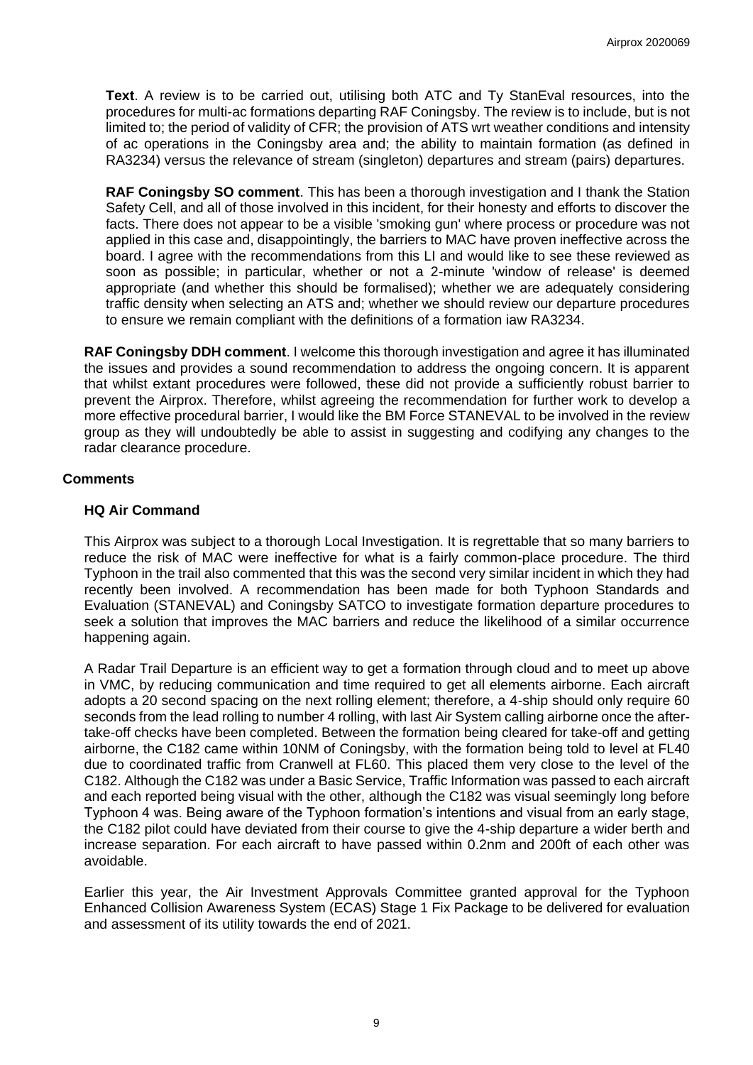**Text**. A review is to be carried out, utilising both ATC and Ty StanEval resources, into the procedures for multi-ac formations departing RAF Coningsby. The review is to include, but is not limited to; the period of validity of CFR; the provision of ATS wrt weather conditions and intensity of ac operations in the Coningsby area and; the ability to maintain formation (as defined in RA3234) versus the relevance of stream (singleton) departures and stream (pairs) departures.

**RAF Coningsby SO comment**. This has been a thorough investigation and I thank the Station Safety Cell, and all of those involved in this incident, for their honesty and efforts to discover the facts. There does not appear to be a visible 'smoking gun' where process or procedure was not applied in this case and, disappointingly, the barriers to MAC have proven ineffective across the board. I agree with the recommendations from this LI and would like to see these reviewed as soon as possible; in particular, whether or not a 2-minute 'window of release' is deemed appropriate (and whether this should be formalised); whether we are adequately considering traffic density when selecting an ATS and; whether we should review our departure procedures to ensure we remain compliant with the definitions of a formation iaw RA3234.

**RAF Coningsby DDH comment**. I welcome this thorough investigation and agree it has illuminated the issues and provides a sound recommendation to address the ongoing concern. It is apparent that whilst extant procedures were followed, these did not provide a sufficiently robust barrier to prevent the Airprox. Therefore, whilst agreeing the recommendation for further work to develop a more effective procedural barrier, I would like the BM Force STANEVAL to be involved in the review group as they will undoubtedly be able to assist in suggesting and codifying any changes to the radar clearance procedure.

## Comments

### HQ Air Command

This Airprox was subject to a thorough Local Investigation. It is regrettable that so many barriers to reduce the risk of MAC were ineffective for what is a fairly common-place procedure. The third Typhoon in the trail also commented that this was the second very similar incident in which they had recently been involved. A recommendation has been made for both Typhoon Standards and Evaluation (STANEVAL) and Coningsby SATCO to investigate formation departure procedures to seek a solution that improves the MAC barriers and reduce the likelihood of a similar occurrence happening again.

A Radar Trail Departure is an efficient way to get a formation through cloud and to meet up above in VMC, by reducing communication and time required to get all elements airborne. Each aircraft adopts a 20 second spacing on the next rolling element; therefore, a 4-ship should only require 60 seconds from the lead rolling to number 4 rolling, with last Air System calling airborne once the after-take-off checks have been completed. Between the formation being cleared for take-off and getting airborne, the C182 came within 10NM of Coningsby, with the formation being told to level at FL40 due to coordinated traffic from Cranwell at FL60. This placed them very close to the level of the C182. Although the C182 was under a Basic Service, Traffic Information was passed to each aircraft and each reported being visual with the other, although the C182 was visual seemingly long before Typhoon 4 was. Being aware of the Typhoon formation's intentions and visual from an early stage, the C182 pilot could have deviated from their course to give the 4-ship departure a wider berth and increase separation. For each aircraft to have passed within 0.2nm and 200ft of each other was avoidable.

Earlier this year, the Air Investment Approvals Committee granted approval for the Typhoon Enhanced Collision Awareness System (ECAS) Stage 1 Fix Package to be delivered for evaluation and assessment of its utility towards the end of 2021.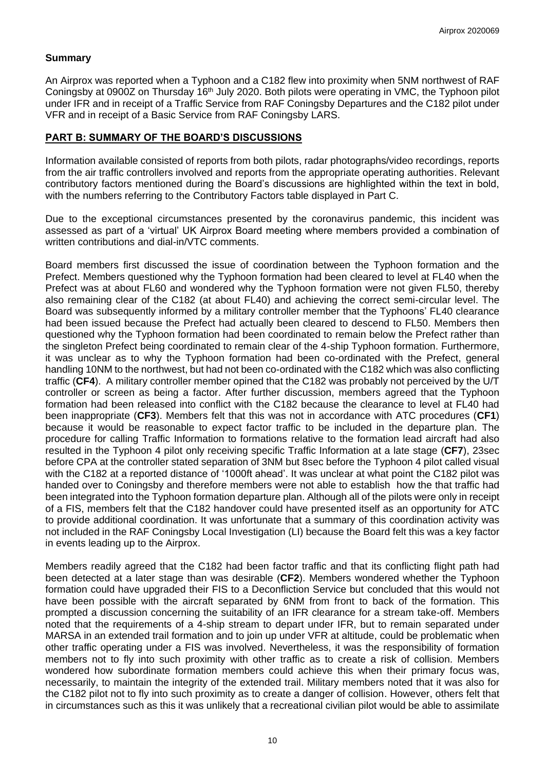### Summary

An Airprox was reported when a Typhoon and a C182 flew into proximity when 5NM northwest of RAF Coningsby at 0900Z on Thursday 16th July 2020. Both pilots were operating in VMC, the Typhoon pilot under IFR and in receipt of a Traffic Service from RAF Coningsby Departures and the C182 pilot under VFR and in receipt of a Basic Service from RAF Coningsby LARS.

## PART B: SUMMARY OF THE BOARD'S DISCUSSIONS

Information available consisted of reports from both pilots, radar photographs/video recordings, reports from the air traffic controllers involved and reports from the appropriate operating authorities. Relevant contributory factors mentioned during the Board's discussions are highlighted within the text in bold, with the numbers referring to the Contributory Factors table displayed in Part C.

Due to the exceptional circumstances presented by the coronavirus pandemic, this incident was assessed as part of a 'virtual' UK Airprox Board meeting where members provided a combination of written contributions and dial-in/VTC comments.

Board members first discussed the issue of coordination between the Typhoon formation and the Prefect. Members questioned why the Typhoon formation had been cleared to level at FL40 when the Prefect was at about FL60 and wondered why the Typhoon formation were not given FL50, thereby also remaining clear of the C182 (at about FL40) and achieving the correct semi-circular level. The Board was subsequently informed by a military controller member that the Typhoons' FL40 clearance had been issued because the Prefect had actually been cleared to descend to FL50. Members then questioned why the Typhoon formation had been coordinated to remain below the Prefect rather than the singleton Prefect being coordinated to remain clear of the 4-ship Typhoon formation. Furthermore, it was unclear as to why the Typhoon formation had been co-ordinated with the Prefect, general handling 10NM to the northwest, but had not been co-ordinated with the C182 which was also conflicting traffic (**CF4**). A military controller member opined that the C182 was probably not perceived by the U/T controller or screen as being a factor. After further discussion, members agreed that the Typhoon formation had been released into conflict with the C182 because the clearance to level at FL40 had been inappropriate (**CF3**). Members felt that this was not in accordance with ATC procedures (**CF1**) because it would be reasonable to expect factor traffic to be included in the departure plan. The procedure for calling Traffic Information to formations relative to the formation lead aircraft had also resulted in the Typhoon 4 pilot only receiving specific Traffic Information at a late stage (**CF7**), 23sec before CPA at the controller stated separation of 3NM but 8sec before the Typhoon 4 pilot called visual with the C182 at a reported distance of '1000ft ahead'. It was unclear at what point the C182 pilot was handed over to Coningsby and therefore members were not able to establish how the that traffic had been integrated into the Typhoon formation departure plan. Although all of the pilots were only in receipt of a FIS, members felt that the C182 handover could have presented itself as an opportunity for ATC to provide additional coordination. It was unfortunate that a summary of this coordination activity was not included in the RAF Coningsby Local Investigation (LI) because the Board felt this was a key factor in events leading up to the Airprox.

Members readily agreed that the C182 had been factor traffic and that its conflicting flight path had been detected at a later stage than was desirable (**CF2**). Members wondered whether the Typhoon formation could have upgraded their FIS to a Deconfliction Service but concluded that this would not have been possible with the aircraft separated by 6NM from front to back of the formation. This prompted a discussion concerning the suitability of an IFR clearance for a stream take-off. Members noted that the requirements of a 4-ship stream to depart under IFR, but to remain separated under MARSA in an extended trail formation and to join up under VFR at altitude, could be problematic when other traffic operating under a FIS was involved. Nevertheless, it was the responsibility of formation members not to fly into such proximity with other traffic as to create a risk of collision. Members wondered how subordinate formation members could achieve this when their primary focus was, necessarily, to maintain the integrity of the extended trail. Military members noted that it was also for the C182 pilot not to fly into such proximity as to create a danger of collision. However, others felt that in circumstances such as this it was unlikely that a recreational civilian pilot would be able to assimilate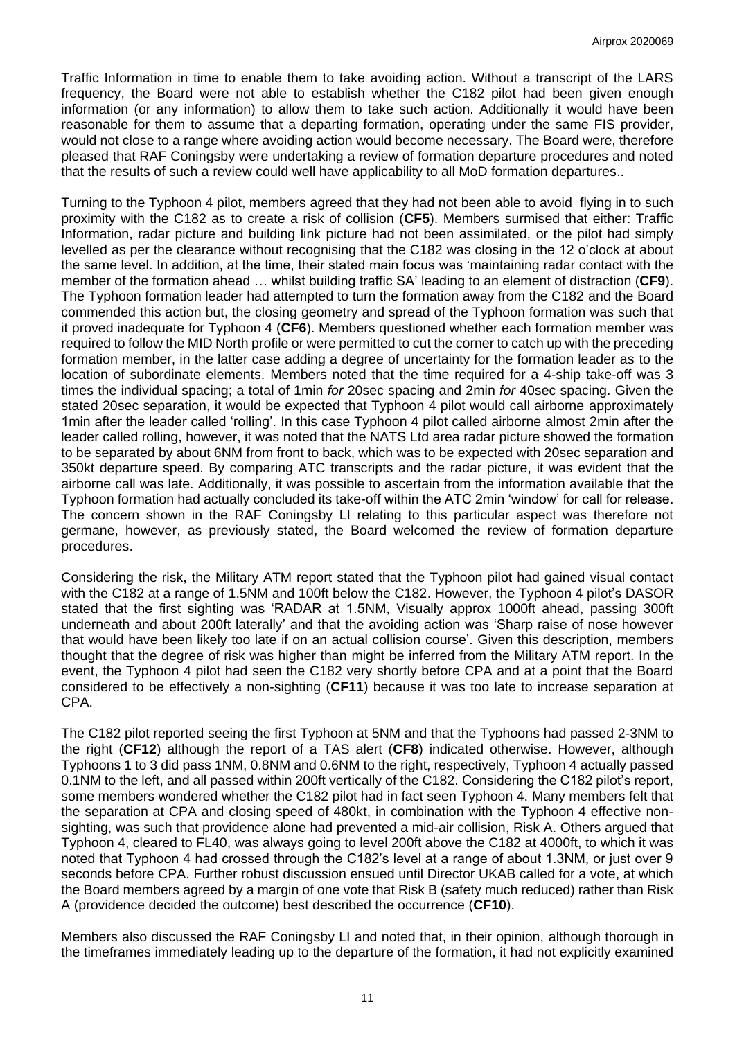Traffic Information in time to enable them to take avoiding action. Without a transcript of the LARS frequency, the Board were not able to establish whether the C182 pilot had been given enough information (or any information) to allow them to take such action. Additionally it would have been reasonable for them to assume that a departing formation, operating under the same FIS provider, would not close to a range where avoiding action would become necessary. The Board were, therefore pleased that RAF Coningsby were undertaking a review of formation departure procedures and noted that the results of such a review could well have applicability to all MoD formation departures..

Turning to the Typhoon 4 pilot, members agreed that they had not been able to avoid flying in to such proximity with the C182 as to create a risk of collision (**CF5**). Members surmised that either: Traffic Information, radar picture and building link picture had not been assimilated, or the pilot had simply levelled as per the clearance without recognising that the C182 was closing in the 12 o'clock at about the same level. In addition, at the time, their stated main focus was 'maintaining radar contact with the member of the formation ahead … whilst building traffic SA' leading to an element of distraction (**CF9**). The Typhoon formation leader had attempted to turn the formation away from the C182 and the Board commended this action but, the closing geometry and spread of the Typhoon formation was such that it proved inadequate for Typhoon 4 (**CF6**). Members questioned whether each formation member was required to follow the MID North profile or were permitted to cut the corner to catch up with the preceding formation member, in the latter case adding a degree of uncertainty for the formation leader as to the location of subordinate elements. Members noted that the time required for a 4-ship take-off was 3 times the individual spacing; a total of 1min *for* 20sec spacing and 2min *for* 40sec spacing. Given the stated 20sec separation, it would be expected that Typhoon 4 pilot would call airborne approximately 1min after the leader called 'rolling'. In this case Typhoon 4 pilot called airborne almost 2min after the leader called rolling, however, it was noted that the NATS Ltd area radar picture showed the formation to be separated by about 6NM from front to back, which was to be expected with 20sec separation and 350kt departure speed. By comparing ATC transcripts and the radar picture, it was evident that the airborne call was late. Additionally, it was possible to ascertain from the information available that the Typhoon formation had actually concluded its take-off within the ATC 2min 'window' for call for release. The concern shown in the RAF Coningsby LI relating to this particular aspect was therefore not germane, however, as previously stated, the Board welcomed the review of formation departure procedures.

Considering the risk, the Military ATM report stated that the Typhoon pilot had gained visual contact with the C182 at a range of 1.5NM and 100ft below the C182. However, the Typhoon 4 pilot's DASOR stated that the first sighting was 'RADAR at 1.5NM, Visually approx 1000ft ahead, passing 300ft underneath and about 200ft laterally' and that the avoiding action was 'Sharp raise of nose however that would have been likely too late if on an actual collision course'. Given this description, members thought that the degree of risk was higher than might be inferred from the Military ATM report. In the event, the Typhoon 4 pilot had seen the C182 very shortly before CPA and at a point that the Board considered to be effectively a non-sighting (**CF11**) because it was too late to increase separation at CPA.

The C182 pilot reported seeing the first Typhoon at 5NM and that the Typhoons had passed 2-3NM to the right (**CF12**) although the report of a TAS alert (**CF8**) indicated otherwise. However, although Typhoons 1 to 3 did pass 1NM, 0.8NM and 0.6NM to the right, respectively, Typhoon 4 actually passed 0.1NM to the left, and all passed within 200ft vertically of the C182. Considering the C182 pilot's report, some members wondered whether the C182 pilot had in fact seen Typhoon 4. Many members felt that the separation at CPA and closing speed of 480kt, in combination with the Typhoon 4 effective non-sighting, was such that providence alone had prevented a mid-air collision, Risk A. Others argued that Typhoon 4, cleared to FL40, was always going to level 200ft above the C182 at 4000ft, to which it was noted that Typhoon 4 had crossed through the C182's level at a range of about 1.3NM, or just over 9 seconds before CPA. Further robust discussion ensued until Director UKAB called for a vote, at which the Board members agreed by a margin of one vote that Risk B (safety much reduced) rather than Risk A (providence decided the outcome) best described the occurrence (**CF10**).

Members also discussed the RAF Coningsby LI and noted that, in their opinion, although thorough in the timeframes immediately leading up to the departure of the formation, it had not explicitly examined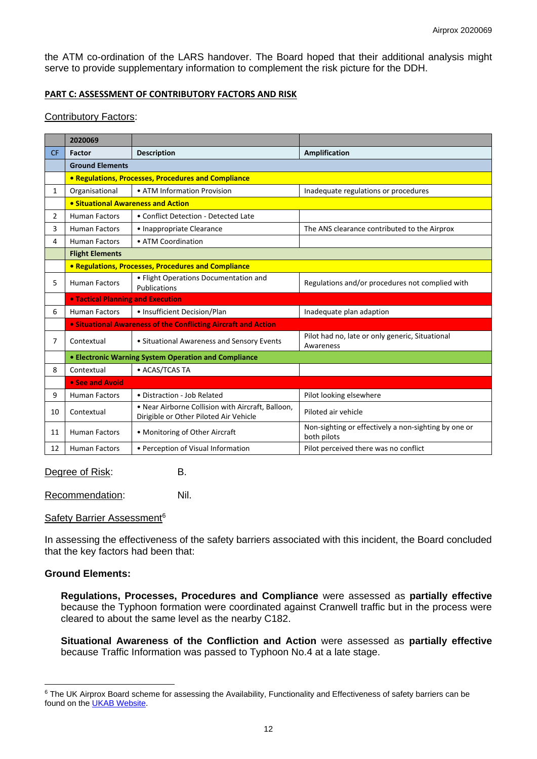the ATM co-ordination of the LARS handover. The Board hoped that their additional analysis might serve to provide supplementary information to complement the risk picture for the DDH.

## PART C: ASSESSMENT OF CONTRIBUTORY FACTORS AND RISK

Contributory Factors:

| | 2020069 | | |
|---|---|---|---|
| CF | Factor | Description | Amplification |
| | **Ground Elements** | | |
| | **• Regulations, Processes, Procedures and Compliance** | | |
| 1 | Organisational | • ATM Information Provision | Inadequate regulations or procedures |
| | **• Situational Awareness and Action** | | |
| 2 | Human Factors | • Conflict Detection - Detected Late | |
| 3 | Human Factors | • Inappropriate Clearance | The ANS clearance contributed to the Airprox |
| 4 | Human Factors | • ATM Coordination | |
| | **Flight Elements** | | |
| | **• Regulations, Processes, Procedures and Compliance** | | |
| 5 | Human Factors | • Flight Operations Documentation and Publications | Regulations and/or procedures not complied with |
| | **• Tactical Planning and Execution** | | |
| 6 | Human Factors | • Insufficient Decision/Plan | Inadequate plan adaption |
| | **• Situational Awareness of the Conflicting Aircraft and Action** | | |
| 7 | Contextual | • Situational Awareness and Sensory Events | Pilot had no, late or only generic, Situational Awareness |
| | **• Electronic Warning System Operation and Compliance** | | |
| 8 | Contextual | • ACAS/TCAS TA | |
| | **• See and Avoid** | | |
| 9 | Human Factors | • Distraction - Job Related | Pilot looking elsewhere |
| 10 | Contextual | • Near Airborne Collision with Aircraft, Balloon, Dirigible or Other Piloted Air Vehicle | Piloted air vehicle |
| 11 | Human Factors | • Monitoring of Other Aircraft | Non-sighting or effectively a non-sighting by one or both pilots |
| 12 | Human Factors | • Perception of Visual Information | Pilot perceived there was no conflict |

Degree of Risk: B.

Recommendation: Nil.

Safety Barrier Assessment[6]

In assessing the effectiveness of the safety barriers associated with this incident, the Board concluded that the key factors had been that:

### Ground Elements:

**Regulations, Processes, Procedures and Compliance** were assessed as **partially effective** because the Typhoon formation were coordinated against Cranwell traffic but in the process were cleared to about the same level as the nearby C182.

**Situational Awareness of the Confliction and Action** were assessed as **partially effective** because Traffic Information was passed to Typhoon No.4 at a late stage.

---

[6] The UK Airprox Board scheme for assessing the Availability, Functionality and Effectiveness of safety barriers can be found on the UKAB Website.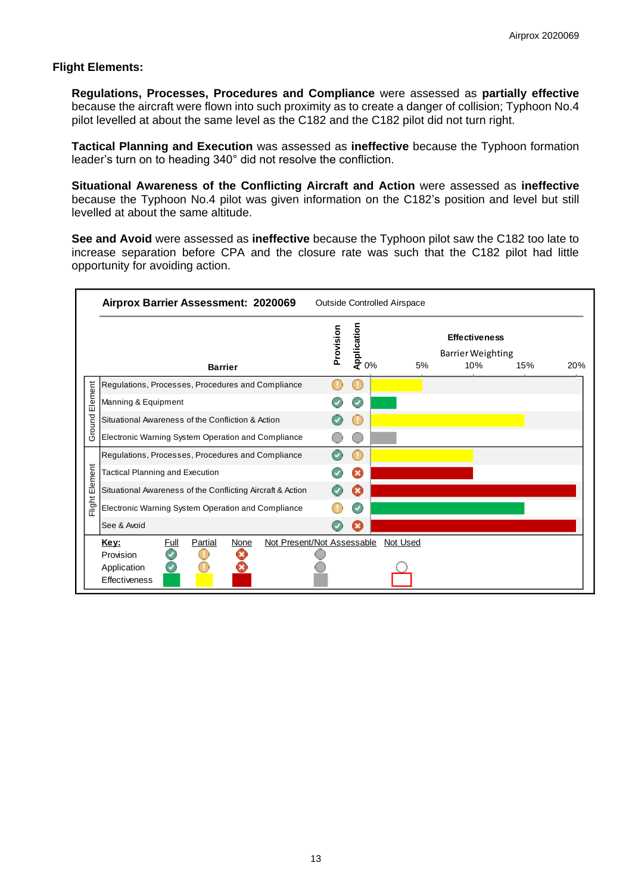**Flight Elements:**

**Regulations, Processes, Procedures and Compliance** were assessed as **partially effective** because the aircraft were flown into such proximity as to create a danger of collision; Typhoon No.4 pilot levelled at about the same level as the C182 and the C182 pilot did not turn right.

**Tactical Planning and Execution** was assessed as **ineffective** because the Typhoon formation leader's turn on to heading 340° did not resolve the confliction.

**Situational Awareness of the Conflicting Aircraft and Action** were assessed as **ineffective** because the Typhoon No.4 pilot was given information on the C182's position and level but still levelled at about the same altitude.

**See and Avoid** were assessed as **ineffective** because the Typhoon pilot saw the C182 too late to increase separation before CPA and the closure rate was such that the C182 pilot had little opportunity for avoiding action.

**Airprox Barrier Assessment: 2020069** Outside Controlled Airspace

Barrier
Provision
Application
Effectiveness
Barrier Weighting
0% 5% 10% 15% 20%

Ground Element
Regulations, Processes, Procedures and Compliance
Manning & Equipment
Situational Awareness of the Confliction & Action
Electronic Warning System Operation and Compliance

Flight Element
Regulations, Processes, Procedures and Compliance
Tactical Planning and Execution
Situational Awareness of the Conflicting Aircraft & Action
Electronic Warning System Operation and Compliance
See & Avoid

Key: Full Partial None Not Present/Not Assessable Not Used
Provision
Application
Effectiveness